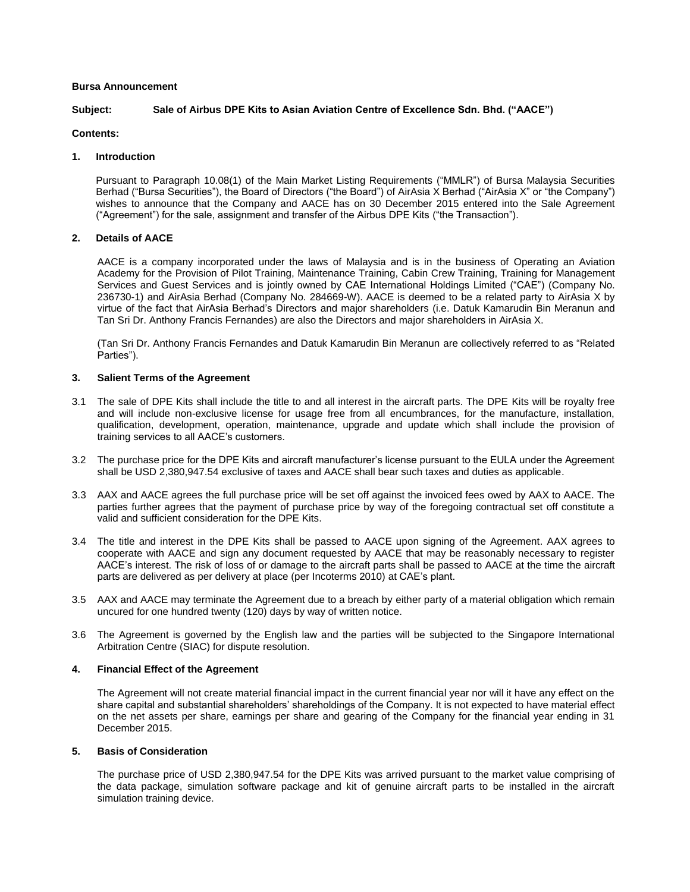**Bursa Announcement**

**Subject: Sale of Airbus DPE Kits to Asian Aviation Centre of Excellence Sdn. Bhd. ("AACE")**

**Contents:**

## 1. Introduction

Pursuant to Paragraph 10.08(1) of the Main Market Listing Requirements ("MMLR") of Bursa Malaysia Securities Berhad ("Bursa Securities"), the Board of Directors ("the Board") of AirAsia X Berhad ("AirAsia X" or "the Company") wishes to announce that the Company and AACE has on 30 December 2015 entered into the Sale Agreement ("Agreement") for the sale, assignment and transfer of the Airbus DPE Kits ("the Transaction").

## 2. Details of AACE

AACE is a company incorporated under the laws of Malaysia and is in the business of Operating an Aviation Academy for the Provision of Pilot Training, Maintenance Training, Cabin Crew Training, Training for Management Services and Guest Services and is jointly owned by CAE International Holdings Limited ("CAE") (Company No. 236730-1) and AirAsia Berhad (Company No. 284669-W). AACE is deemed to be a related party to AirAsia X by virtue of the fact that AirAsia Berhad's Directors and major shareholders (i.e. Datuk Kamarudin Bin Meranun and Tan Sri Dr. Anthony Francis Fernandes) are also the Directors and major shareholders in AirAsia X.

(Tan Sri Dr. Anthony Francis Fernandes and Datuk Kamarudin Bin Meranun are collectively referred to as "Related Parties").

## 3. Salient Terms of the Agreement

3.1 The sale of DPE Kits shall include the title to and all interest in the aircraft parts. The DPE Kits will be royalty free and will include non-exclusive license for usage free from all encumbrances, for the manufacture, installation, qualification, development, operation, maintenance, upgrade and update which shall include the provision of training services to all AACE's customers.

3.2 The purchase price for the DPE Kits and aircraft manufacturer's license pursuant to the EULA under the Agreement shall be USD 2,380,947.54 exclusive of taxes and AACE shall bear such taxes and duties as applicable.

3.3 AAX and AACE agrees the full purchase price will be set off against the invoiced fees owed by AAX to AACE. The parties further agrees that the payment of purchase price by way of the foregoing contractual set off constitute a valid and sufficient consideration for the DPE Kits.

3.4 The title and interest in the DPE Kits shall be passed to AACE upon signing of the Agreement. AAX agrees to cooperate with AACE and sign any document requested by AACE that may be reasonably necessary to register AACE's interest. The risk of loss of or damage to the aircraft parts shall be passed to AACE at the time the aircraft parts are delivered as per delivery at place (per Incoterms 2010) at CAE's plant.

3.5 AAX and AACE may terminate the Agreement due to a breach by either party of a material obligation which remain uncured for one hundred twenty (120) days by way of written notice.

3.6 The Agreement is governed by the English law and the parties will be subjected to the Singapore International Arbitration Centre (SIAC) for dispute resolution.

## 4. Financial Effect of the Agreement

The Agreement will not create material financial impact in the current financial year nor will it have any effect on the share capital and substantial shareholders' shareholdings of the Company. It is not expected to have material effect on the net assets per share, earnings per share and gearing of the Company for the financial year ending in 31 December 2015.

## 5. Basis of Consideration

The purchase price of USD 2,380,947.54 for the DPE Kits was arrived pursuant to the market value comprising of the data package, simulation software package and kit of genuine aircraft parts to be installed in the aircraft simulation training device.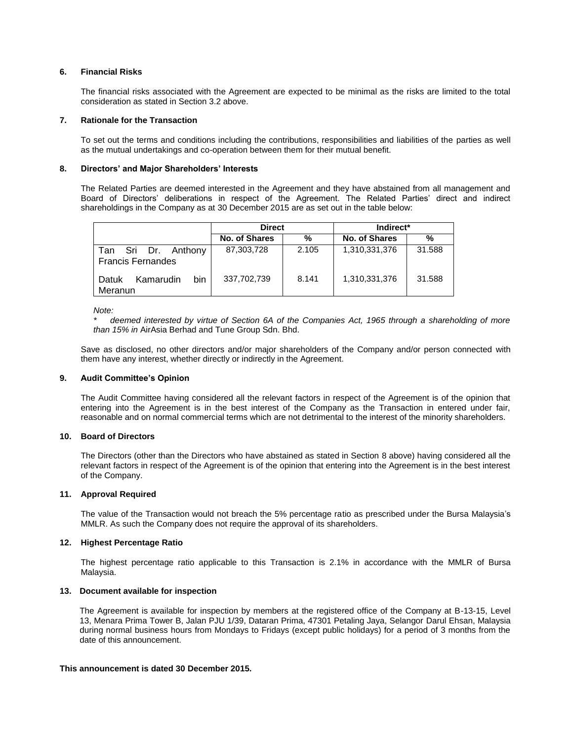## 6. Financial Risks

The financial risks associated with the Agreement are expected to be minimal as the risks are limited to the total consideration as stated in Section 3.2 above.

## 7. Rationale for the Transaction

To set out the terms and conditions including the contributions, responsibilities and liabilities of the parties as well as the mutual undertakings and co-operation between them for their mutual benefit.

## 8. Directors' and Major Shareholders' Interests

The Related Parties are deemed interested in the Agreement and they have abstained from all management and Board of Directors' deliberations in respect of the Agreement. The Related Parties' direct and indirect shareholdings in the Company as at 30 December 2015 are as set out in the table below:

| | Direct | | Indirect* | |
|---|---|---|---|---|
| | No. of Shares | % | No. of Shares | % |
| Tan Sri Dr. Anthony Francis Fernandes | 87,303,728 | 2.105 | 1,310,331,376 | 31.588 |
| Datuk Kamarudin bin Meranun | 337,702,739 | 8.141 | 1,310,331,376 | 31.588 |

*Note:*

\* *deemed interested by virtue of Section 6A of the Companies Act, 1965 through a shareholding of more than 15% in* AirAsia Berhad and Tune Group Sdn. Bhd.

Save as disclosed, no other directors and/or major shareholders of the Company and/or person connected with them have any interest, whether directly or indirectly in the Agreement.

## 9. Audit Committee's Opinion

The Audit Committee having considered all the relevant factors in respect of the Agreement is of the opinion that entering into the Agreement is in the best interest of the Company as the Transaction in entered under fair, reasonable and on normal commercial terms which are not detrimental to the interest of the minority shareholders.

## 10. Board of Directors

The Directors (other than the Directors who have abstained as stated in Section 8 above) having considered all the relevant factors in respect of the Agreement is of the opinion that entering into the Agreement is in the best interest of the Company.

## 11. Approval Required

The value of the Transaction would not breach the 5% percentage ratio as prescribed under the Bursa Malaysia's MMLR. As such the Company does not require the approval of its shareholders.

## 12. Highest Percentage Ratio

The highest percentage ratio applicable to this Transaction is 2.1% in accordance with the MMLR of Bursa Malaysia.

## 13. Document available for inspection

The Agreement is available for inspection by members at the registered office of the Company at B-13-15, Level 13, Menara Prima Tower B, Jalan PJU 1/39, Dataran Prima, 47301 Petaling Jaya, Selangor Darul Ehsan, Malaysia during normal business hours from Mondays to Fridays (except public holidays) for a period of 3 months from the date of this announcement.

**This announcement is dated 30 December 2015.**